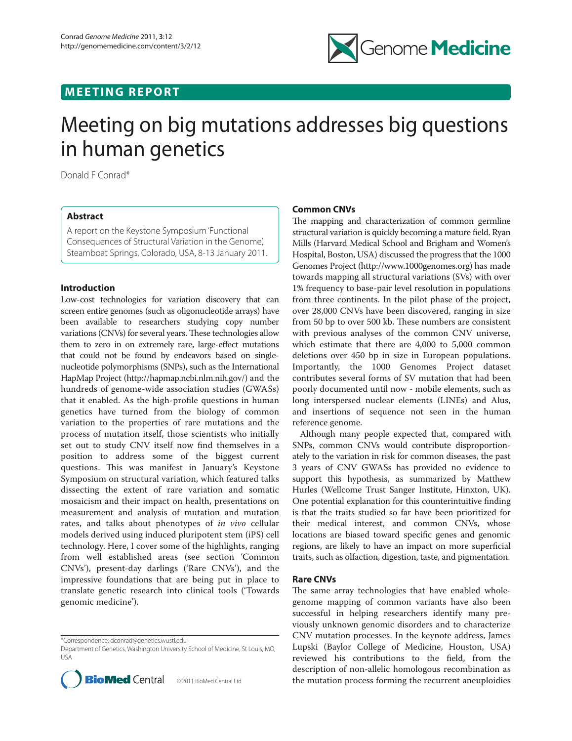# MEETING REPORT

# Meeting on big mutations addresses big questions in human genetics

Donald F Conrad*

## Abstract

A report on the Keystone Symposium 'Functional Consequences of Structural Variation in the Genome', Steamboat Springs, Colorado, USA, 8-13 January 2011.

## Introduction

Low-cost technologies for variation discovery that can screen entire genomes (such as oligonucleotide arrays) have been available to researchers studying copy number variations (CNVs) for several years. These technologies allow them to zero in on extremely rare, large-effect mutations that could not be found by endeavors based on single-nucleotide polymorphisms (SNPs), such as the International HapMap Project (http://hapmap.ncbi.nlm.nih.gov/) and the hundreds of genome-wide association studies (GWASs) that it enabled. As the high-profile questions in human genetics have turned from the biology of common variation to the properties of rare mutations and the process of mutation itself, those scientists who initially set out to study CNV itself now find themselves in a position to address some of the biggest current questions. This was manifest in January's Keystone Symposium on structural variation, which featured talks dissecting the extent of rare variation and somatic mosaicism and their impact on health, presentations on measurement and analysis of mutation and mutation rates, and talks about phenotypes of *in vivo* cellular models derived using induced pluripotent stem (iPS) cell technology. Here, I cover some of the highlights, ranging from well established areas (see section 'Common CNVs'), present-day darlings ('Rare CNVs'), and the impressive foundations that are being put in place to translate genetic research into clinical tools ('Towards genomic medicine').

*Correspondence: dconrad@genetics.wustl.edu
Department of Genetics, Washington University School of Medicine, St Louis, MO, USA

© 2011 BioMed Central Ltd

## Common CNVs

The mapping and characterization of common germline structural variation is quickly becoming a mature field. Ryan Mills (Harvard Medical School and Brigham and Women's Hospital, Boston, USA) discussed the progress that the 1000 Genomes Project (http://www.1000genomes.org) has made towards mapping all structural variations (SVs) with over 1% frequency to base-pair level resolution in populations from three continents. In the pilot phase of the project, over 28,000 CNVs have been discovered, ranging in size from 50 bp to over 500 kb. These numbers are consistent with previous analyses of the common CNV universe, which estimate that there are 4,000 to 5,000 common deletions over 450 bp in size in European populations. Importantly, the 1000 Genomes Project dataset contributes several forms of SV mutation that had been poorly documented until now - mobile elements, such as long interspersed nuclear elements (LINEs) and Alus, and insertions of sequence not seen in the human reference genome.

Although many people expected that, compared with SNPs, common CNVs would contribute disproportionately to the variation in risk for common diseases, the past 3 years of CNV GWASs has provided no evidence to support this hypothesis, as summarized by Matthew Hurles (Wellcome Trust Sanger Institute, Hinxton, UK). One potential explanation for this counterintuitive finding is that the traits studied so far have been prioritized for their medical interest, and common CNVs, whose locations are biased toward specific genes and genomic regions, are likely to have an impact on more superficial traits, such as olfaction, digestion, taste, and pigmentation.

## Rare CNVs

The same array technologies that have enabled whole-genome mapping of common variants have also been successful in helping researchers identify many previously unknown genomic disorders and to characterize CNV mutation processes. In the keynote address, James Lupski (Baylor College of Medicine, Houston, USA) reviewed his contributions to the field, from the description of non-allelic homologous recombination as the mutation process forming the recurrent aneuploidies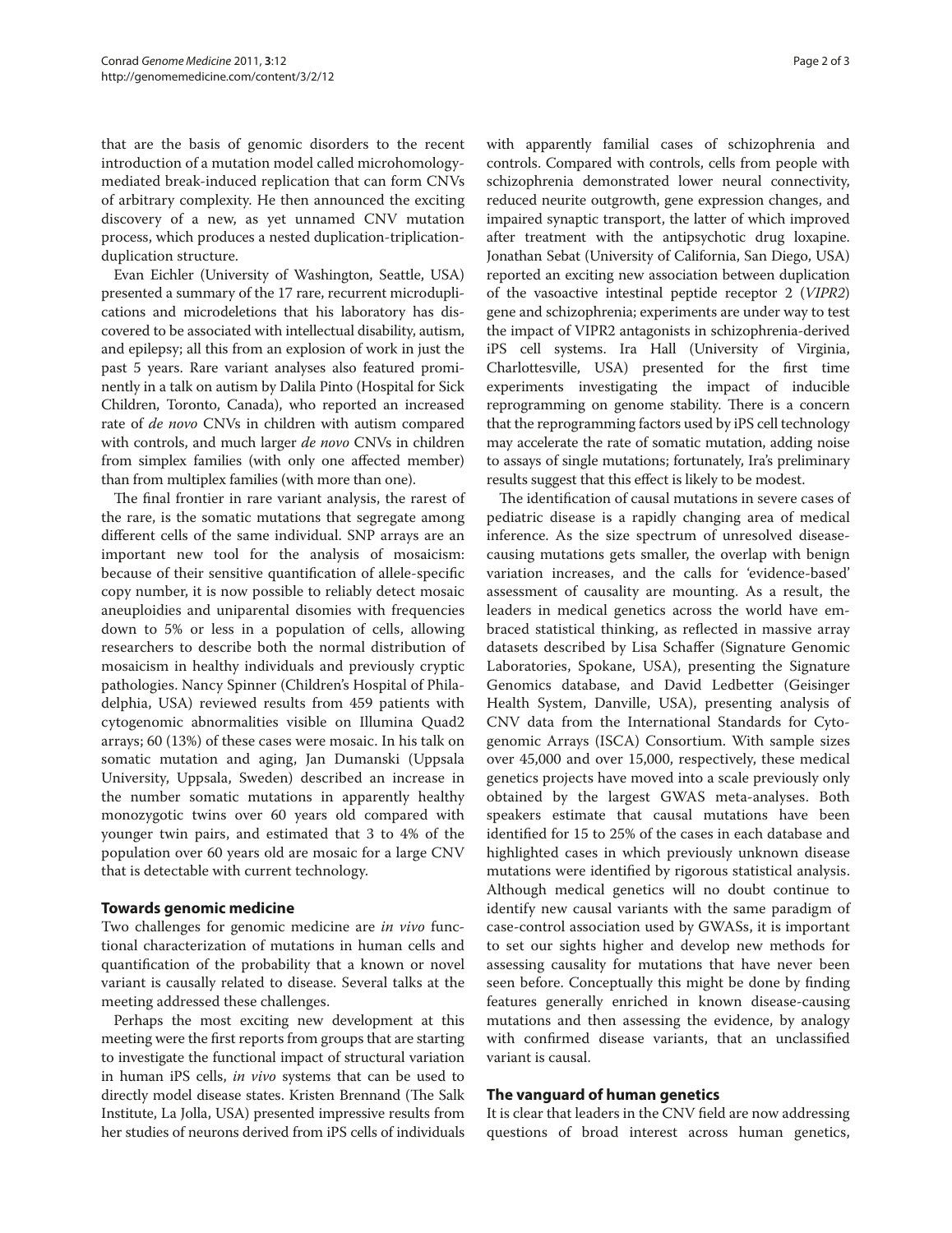that are the basis of genomic disorders to the recent introduction of a mutation model called microhomology-mediated break-induced replication that can form CNVs of arbitrary complexity. He then announced the exciting discovery of a new, as yet unnamed CNV mutation process, which produces a nested duplication-triplication-duplication structure.

Evan Eichler (University of Washington, Seattle, USA) presented a summary of the 17 rare, recurrent microduplications and microdeletions that his laboratory has discovered to be associated with intellectual disability, autism, and epilepsy; all this from an explosion of work in just the past 5 years. Rare variant analyses also featured prominently in a talk on autism by Dalila Pinto (Hospital for Sick Children, Toronto, Canada), who reported an increased rate of *de novo* CNVs in children with autism compared with controls, and much larger *de novo* CNVs in children from simplex families (with only one affected member) than from multiplex families (with more than one).

The final frontier in rare variant analysis, the rarest of the rare, is the somatic mutations that segregate among different cells of the same individual. SNP arrays are an important new tool for the analysis of mosaicism: because of their sensitive quantification of allele-specific copy number, it is now possible to reliably detect mosaic aneuploidies and uniparental disomies with frequencies down to 5% or less in a population of cells, allowing researchers to describe both the normal distribution of mosaicism in healthy individuals and previously cryptic pathologies. Nancy Spinner (Children's Hospital of Philadelphia, USA) reviewed results from 459 patients with cytogenomic abnormalities visible on Illumina Quad2 arrays; 60 (13%) of these cases were mosaic. In his talk on somatic mutation and aging, Jan Dumanski (Uppsala University, Uppsala, Sweden) described an increase in the number somatic mutations in apparently healthy monozygotic twins over 60 years old compared with younger twin pairs, and estimated that 3 to 4% of the population over 60 years old are mosaic for a large CNV that is detectable with current technology.

## Towards genomic medicine

Two challenges for genomic medicine are *in vivo* functional characterization of mutations in human cells and quantification of the probability that a known or novel variant is causally related to disease. Several talks at the meeting addressed these challenges.

Perhaps the most exciting new development at this meeting were the first reports from groups that are starting to investigate the functional impact of structural variation in human iPS cells, *in vivo* systems that can be used to directly model disease states. Kristen Brennand (The Salk Institute, La Jolla, USA) presented impressive results from her studies of neurons derived from iPS cells of individuals with apparently familial cases of schizophrenia and controls. Compared with controls, cells from people with schizophrenia demonstrated lower neural connectivity, reduced neurite outgrowth, gene expression changes, and impaired synaptic transport, the latter of which improved after treatment with the antipsychotic drug loxapine. Jonathan Sebat (University of California, San Diego, USA) reported an exciting new association between duplication of the vasoactive intestinal peptide receptor 2 (*VIPR2*) gene and schizophrenia; experiments are under way to test the impact of VIPR2 antagonists in schizophrenia-derived iPS cell systems. Ira Hall (University of Virginia, Charlottesville, USA) presented for the first time experiments investigating the impact of inducible reprogramming on genome stability. There is a concern that the reprogramming factors used by iPS cell technology may accelerate the rate of somatic mutation, adding noise to assays of single mutations; fortunately, Ira's preliminary results suggest that this effect is likely to be modest.

The identification of causal mutations in severe cases of pediatric disease is a rapidly changing area of medical inference. As the size spectrum of unresolved disease-causing mutations gets smaller, the overlap with benign variation increases, and the calls for 'evidence-based' assessment of causality are mounting. As a result, the leaders in medical genetics across the world have embraced statistical thinking, as reflected in massive array datasets described by Lisa Schaffer (Signature Genomic Laboratories, Spokane, USA), presenting the Signature Genomics database, and David Ledbetter (Geisinger Health System, Danville, USA), presenting analysis of CNV data from the International Standards for Cytogenomic Arrays (ISCA) Consortium. With sample sizes over 45,000 and over 15,000, respectively, these medical genetics projects have moved into a scale previously only obtained by the largest GWAS meta-analyses. Both speakers estimate that causal mutations have been identified for 15 to 25% of the cases in each database and highlighted cases in which previously unknown disease mutations were identified by rigorous statistical analysis. Although medical genetics will no doubt continue to identify new causal variants with the same paradigm of case-control association used by GWASs, it is important to set our sights higher and develop new methods for assessing causality for mutations that have never been seen before. Conceptually this might be done by finding features generally enriched in known disease-causing mutations and then assessing the evidence, by analogy with confirmed disease variants, that an unclassified variant is causal.

## The vanguard of human genetics

It is clear that leaders in the CNV field are now addressing questions of broad interest across human genetics,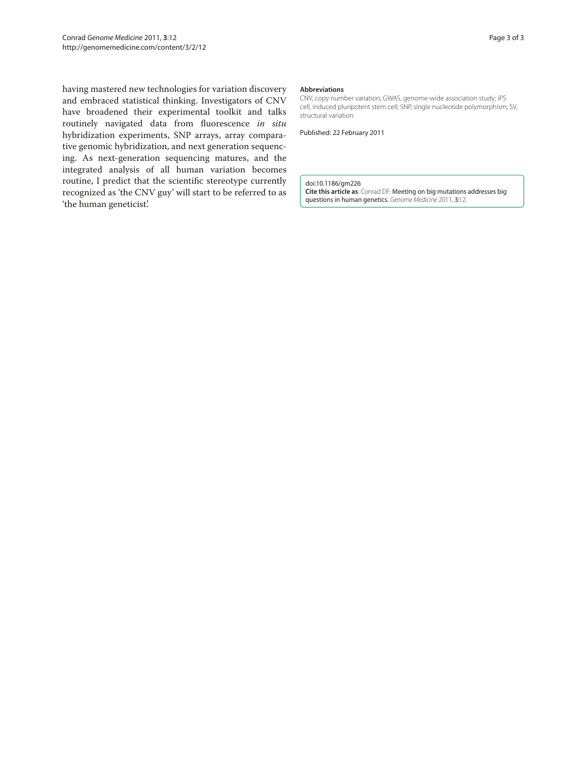having mastered new technologies for variation discovery and embraced statistical thinking. Investigators of CNV have broadened their experimental toolkit and talks routinely navigated data from fluorescence *in situ* hybridization experiments, SNP arrays, array comparative genomic hybridization, and next generation sequencing. As next-generation sequencing matures, and the integrated analysis of all human variation becomes routine, I predict that the scientific stereotype currently recognized as 'the CNV guy' will start to be referred to as 'the human geneticist'.

#### Abbreviations

CNV, copy number variation; GWAS, genome-wide association study; iPS cell, induced pluripotent stem cell; SNP, single nucleotide polymorphism; SV, structural variation.

Published: 22 February 2011

doi:10.1186/gm226

**Cite this article as**: Conrad DF: Meeting on big mutations addresses big questions in human genetics. *Genome Medicine* 2011, **3**:12.